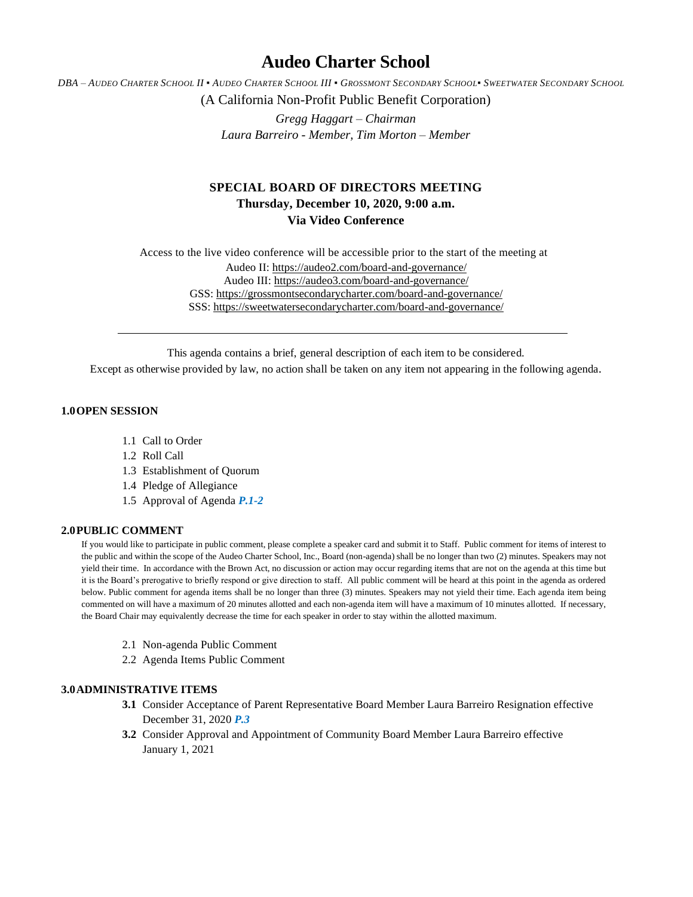# Audeo Charter School

*DBA – Audeo Charter School II ▪ Audeo Charter School III ▪ Grossmont Secondary School▪ Sweetwater Secondary School*

(A California Non-Profit Public Benefit Corporation)

*Gregg Haggart – Chairman*

*Laura Barreiro - Member, Tim Morton – Member*

## SPECIAL BOARD OF DIRECTORS MEETING

**Thursday, December 10, 2020, 9:00 a.m.**

**Via Video Conference**

Access to the live video conference will be accessible prior to the start of the meeting at

Audeo II: https://audeo2.com/board-and-governance/

Audeo III: https://audeo3.com/board-and-governance/

GSS: https://grossmontsecondarycharter.com/board-and-governance/

SSS: https://sweetwatersecondarycharter.com/board-and-governance/

---

This agenda contains a brief, general description of each item to be considered.

Except as otherwise provided by law, no action shall be taken on any item not appearing in the following agenda.

### 1.0 OPEN SESSION

1.1 Call to Order
1.2 Roll Call
1.3 Establishment of Quorum
1.4 Pledge of Allegiance
1.5 Approval of Agenda ***P.1-2***

### 2.0 PUBLIC COMMENT

If you would like to participate in public comment, please complete a speaker card and submit it to Staff. Public comment for items of interest to the public and within the scope of the Audeo Charter School, Inc., Board (non-agenda) shall be no longer than two (2) minutes. Speakers may not yield their time. In accordance with the Brown Act, no discussion or action may occur regarding items that are not on the agenda at this time but it is the Board's prerogative to briefly respond or give direction to staff. All public comment will be heard at this point in the agenda as ordered below. Public comment for agenda items shall be no longer than three (3) minutes. Speakers may not yield their time. Each agenda item being commented on will have a maximum of 20 minutes allotted and each non-agenda item will have a maximum of 10 minutes allotted. If necessary, the Board Chair may equivalently decrease the time for each speaker in order to stay within the allotted maximum.

2.1 Non-agenda Public Comment
2.2 Agenda Items Public Comment

### 3.0 ADMINISTRATIVE ITEMS

**3.1** Consider Acceptance of Parent Representative Board Member Laura Barreiro Resignation effective December 31, 2020 ***P.3***

**3.2** Consider Approval and Appointment of Community Board Member Laura Barreiro effective January 1, 2021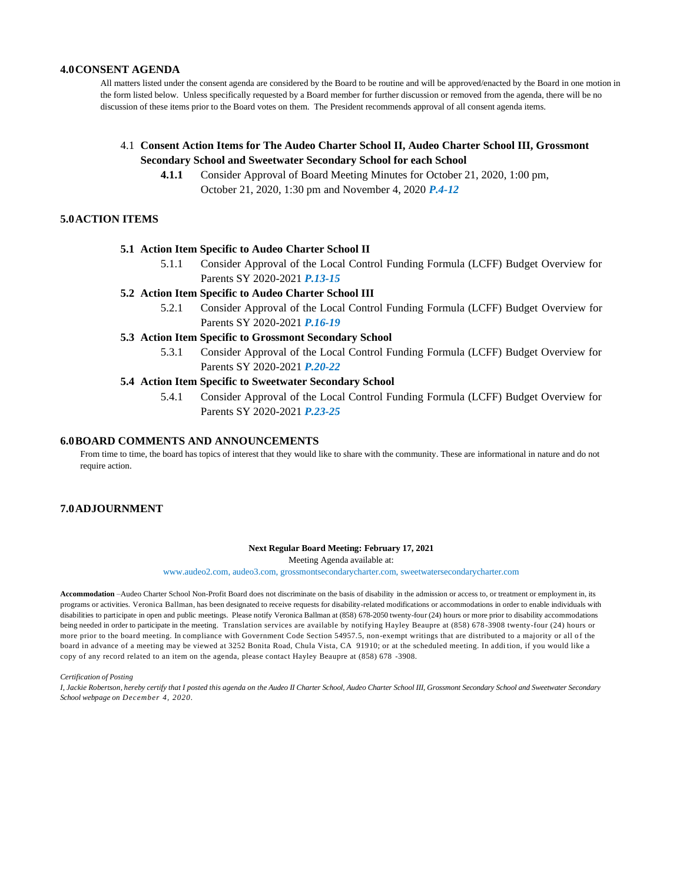## 4.0 CONSENT AGENDA

All matters listed under the consent agenda are considered by the Board to be routine and will be approved/enacted by the Board in one motion in the form listed below. Unless specifically requested by a Board member for further discussion or removed from the agenda, there will be no discussion of these items prior to the Board votes on them. The President recommends approval of all consent agenda items.

4.1 **Consent Action Items for The Audeo Charter School II, Audeo Charter School III, Grossmont Secondary School and Sweetwater Secondary School for each School**

**4.1.1** Consider Approval of Board Meeting Minutes for October 21, 2020, 1:00 pm, October 21, 2020, 1:30 pm and November 4, 2020 ***P.4-12***

## 5.0 ACTION ITEMS

**5.1 Action Item Specific to Audeo Charter School II**

5.1.1 Consider Approval of the Local Control Funding Formula (LCFF) Budget Overview for Parents SY 2020-2021 ***P.13-15***

**5.2 Action Item Specific to Audeo Charter School III**

5.2.1 Consider Approval of the Local Control Funding Formula (LCFF) Budget Overview for Parents SY 2020-2021 ***P.16-19***

**5.3 Action Item Specific to Grossmont Secondary School**

5.3.1 Consider Approval of the Local Control Funding Formula (LCFF) Budget Overview for Parents SY 2020-2021 ***P.20-22***

**5.4 Action Item Specific to Sweetwater Secondary School**

5.4.1 Consider Approval of the Local Control Funding Formula (LCFF) Budget Overview for Parents SY 2020-2021 ***P.23-25***

## 6.0 BOARD COMMENTS AND ANNOUNCEMENTS

From time to time, the board has topics of interest that they would like to share with the community. These are informational in nature and do not require action.

## 7.0 ADJOURNMENT

**Next Regular Board Meeting: February 17, 2021**

Meeting Agenda available at:

www.audeo2.com, audeo3.com, grossmontsecondarycharter.com, sweetwatersecondarycharter.com

**Accommodation** –Audeo Charter School Non-Profit Board does not discriminate on the basis of disability in the admission or access to, or treatment or employment in, its programs or activities. Veronica Ballman, has been designated to receive requests for disability-related modifications or accommodations in order to enable individuals with disabilities to participate in open and public meetings. Please notify Veronica Ballman at (858) 678-2050 twenty-four (24) hours or more prior to disability accommodations being needed in order to participate in the meeting. Translation services are available by notifying Hayley Beaupre at (858) 678-3908 twenty-four (24) hours or more prior to the board meeting. In compliance with Government Code Section 54957.5, non-exempt writings that are distributed to a majority or all of the board in advance of a meeting may be viewed at 3252 Bonita Road, Chula Vista, CA 91910; or at the scheduled meeting. In addition, if you would like a copy of any record related to an item on the agenda, please contact Hayley Beaupre at (858) 678 -3908.

*Certification of Posting*

*I, Jackie Robertson, hereby certify that I posted this agenda on the Audeo II Charter School, Audeo Charter School III, Grossmont Secondary School and Sweetwater Secondary School webpage on December 4, 2020.*